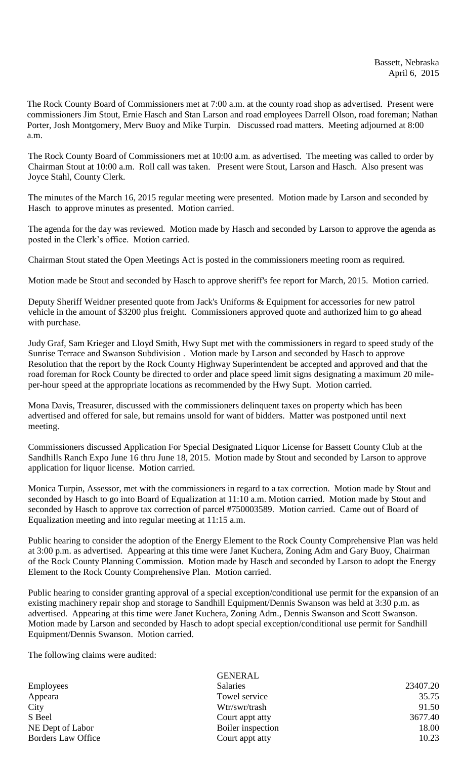Bassett, Nebraska
April 6, 2015

The Rock County Board of Commissioners met at 7:00 a.m. at the county road shop as advertised. Present were commissioners Jim Stout, Ernie Hasch and Stan Larson and road employees Darrell Olson, road foreman; Nathan Porter, Josh Montgomery, Merv Buoy and Mike Turpin. Discussed road matters. Meeting adjourned at 8:00 a.m.

The Rock County Board of Commissioners met at 10:00 a.m. as advertised. The meeting was called to order by Chairman Stout at 10:00 a.m. Roll call was taken. Present were Stout, Larson and Hasch. Also present was Joyce Stahl, County Clerk.

The minutes of the March 16, 2015 regular meeting were presented. Motion made by Larson and seconded by Hasch to approve minutes as presented. Motion carried.

The agenda for the day was reviewed. Motion made by Hasch and seconded by Larson to approve the agenda as posted in the Clerk's office. Motion carried.

Chairman Stout stated the Open Meetings Act is posted in the commissioners meeting room as required.

Motion made be Stout and seconded by Hasch to approve sheriff's fee report for March, 2015. Motion carried.

Deputy Sheriff Weidner presented quote from Jack's Uniforms & Equipment for accessories for new patrol vehicle in the amount of $3200 plus freight. Commissioners approved quote and authorized him to go ahead with purchase.

Judy Graf, Sam Krieger and Lloyd Smith, Hwy Supt met with the commissioners in regard to speed study of the Sunrise Terrace and Swanson Subdivision . Motion made by Larson and seconded by Hasch to approve Resolution that the report by the Rock County Highway Superintendent be accepted and approved and that the road foreman for Rock County be directed to order and place speed limit signs designating a maximum 20 mile-per-hour speed at the appropriate locations as recommended by the Hwy Supt. Motion carried.

Mona Davis, Treasurer, discussed with the commissioners delinquent taxes on property which has been advertised and offered for sale, but remains unsold for want of bidders. Matter was postponed until next meeting.

Commissioners discussed Application For Special Designated Liquor License for Bassett County Club at the Sandhills Ranch Expo June 16 thru June 18, 2015. Motion made by Stout and seconded by Larson to approve application for liquor license. Motion carried.

Monica Turpin, Assessor, met with the commissioners in regard to a tax correction. Motion made by Stout and seconded by Hasch to go into Board of Equalization at 11:10 a.m. Motion carried. Motion made by Stout and seconded by Hasch to approve tax correction of parcel #750003589. Motion carried. Came out of Board of Equalization meeting and into regular meeting at 11:15 a.m.

Public hearing to consider the adoption of the Energy Element to the Rock County Comprehensive Plan was held at 3:00 p.m. as advertised. Appearing at this time were Janet Kuchera, Zoning Adm and Gary Buoy, Chairman of the Rock County Planning Commission. Motion made by Hasch and seconded by Larson to adopt the Energy Element to the Rock County Comprehensive Plan. Motion carried.

Public hearing to consider granting approval of a special exception/conditional use permit for the expansion of an existing machinery repair shop and storage to Sandhill Equipment/Dennis Swanson was held at 3:30 p.m. as advertised. Appearing at this time were Janet Kuchera, Zoning Adm., Dennis Swanson and Scott Swanson. Motion made by Larson and seconded by Hasch to adopt special exception/conditional use permit for Sandhill Equipment/Dennis Swanson. Motion carried.

The following claims were audited:

| | GENERAL | |
|---|---|---|
| Employees | Salaries | 23407.20 |
| Appeara | Towel service | 35.75 |
| City | Wtr/swr/trash | 91.50 |
| S Beel | Court appt atty | 3677.40 |
| NE Dept of Labor | Boiler inspection | 18.00 |
| Borders Law Office | Court appt atty | 10.23 |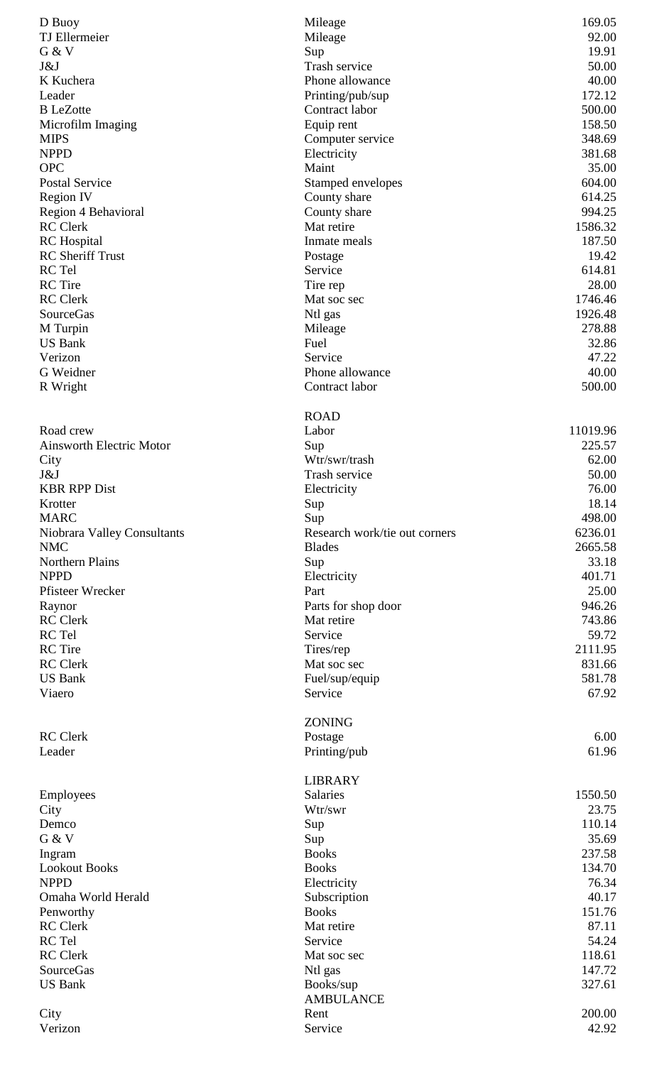| | | |
|---|---|---|
| D Buoy | Mileage | 169.05 |
| TJ Ellermeier | Mileage | 92.00 |
| G & V | Sup | 19.91 |
| J&J | Trash service | 50.00 |
| K Kuchera | Phone allowance | 40.00 |
| Leader | Printing/pub/sup | 172.12 |
| B LeZotte | Contract labor | 500.00 |
| Microfilm Imaging | Equip rent | 158.50 |
| MIPS | Computer service | 348.69 |
| NPPD | Electricity | 381.68 |
| OPC | Maint | 35.00 |
| Postal Service | Stamped envelopes | 604.00 |
| Region IV | County share | 614.25 |
| Region 4 Behavioral | County share | 994.25 |
| RC Clerk | Mat retire | 1586.32 |
| RC Hospital | Inmate meals | 187.50 |
| RC Sheriff Trust | Postage | 19.42 |
| RC Tel | Service | 614.81 |
| RC Tire | Tire rep | 28.00 |
| RC Clerk | Mat soc sec | 1746.46 |
| SourceGas | Ntl gas | 1926.48 |
| M Turpin | Mileage | 278.88 |
| US Bank | Fuel | 32.86 |
| Verizon | Service | 47.22 |
| G Weidner | Phone allowance | 40.00 |
| R Wright | Contract labor | 500.00 |
| | **ROAD** | |
| Road crew | Labor | 11019.96 |
| Ainsworth Electric Motor | Sup | 225.57 |
| City | Wtr/swr/trash | 62.00 |
| J&J | Trash service | 50.00 |
| KBR RPP Dist | Electricity | 76.00 |
| Krotter | Sup | 18.14 |
| MARC | Sup | 498.00 |
| Niobrara Valley Consultants | Research work/tie out corners | 6236.01 |
| NMC | Blades | 2665.58 |
| Northern Plains | Sup | 33.18 |
| NPPD | Electricity | 401.71 |
| Pfisteer Wrecker | Part | 25.00 |
| Raynor | Parts for shop door | 946.26 |
| RC Clerk | Mat retire | 743.86 |
| RC Tel | Service | 59.72 |
| RC Tire | Tires/rep | 2111.95 |
| RC Clerk | Mat soc sec | 831.66 |
| US Bank | Fuel/sup/equip | 581.78 |
| Viaero | Service | 67.92 |
| | **ZONING** | |
| RC Clerk | Postage | 6.00 |
| Leader | Printing/pub | 61.96 |
| | **LIBRARY** | |
| Employees | Salaries | 1550.50 |
| City | Wtr/swr | 23.75 |
| Demco | Sup | 110.14 |
| G & V | Sup | 35.69 |
| Ingram | Books | 237.58 |
| Lookout Books | Books | 134.70 |
| NPPD | Electricity | 76.34 |
| Omaha World Herald | Subscription | 40.17 |
| Penworthy | Books | 151.76 |
| RC Clerk | Mat retire | 87.11 |
| RC Tel | Service | 54.24 |
| RC Clerk | Mat soc sec | 118.61 |
| SourceGas | Ntl gas | 147.72 |
| US Bank | Books/sup | 327.61 |
| | **AMBULANCE** | |
| City | Rent | 200.00 |
| Verizon | Service | 42.92 |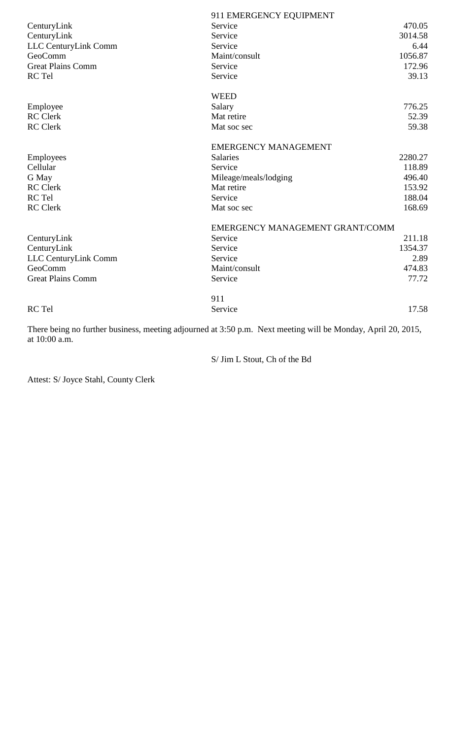| | | |
|---|---|---|
| | 911 EMERGENCY EQUIPMENT | |
| CenturyLink | Service | 470.05 |
| CenturyLink | Service | 3014.58 |
| LLC CenturyLink Comm | Service | 6.44 |
| GeoComm | Maint/consult | 1056.87 |
| Great Plains Comm | Service | 172.96 |
| RC Tel | Service | 39.13 |
| | WEED | |
| Employee | Salary | 776.25 |
| RC Clerk | Mat retire | 52.39 |
| RC Clerk | Mat soc sec | 59.38 |
| | EMERGENCY MANAGEMENT | |
| Employees | Salaries | 2280.27 |
| Cellular | Service | 118.89 |
| G May | Mileage/meals/lodging | 496.40 |
| RC Clerk | Mat retire | 153.92 |
| RC Tel | Service | 188.04 |
| RC Clerk | Mat soc sec | 168.69 |
| | EMERGENCY MANAGEMENT GRANT/COMM | |
| CenturyLink | Service | 211.18 |
| CenturyLink | Service | 1354.37 |
| LLC CenturyLink Comm | Service | 2.89 |
| GeoComm | Maint/consult | 474.83 |
| Great Plains Comm | Service | 77.72 |
| | 911 | |
| RC Tel | Service | 17.58 |

There being no further business, meeting adjourned at 3:50 p.m. Next meeting will be Monday, April 20, 2015, at 10:00 a.m.

S/ Jim L Stout, Ch of the Bd

Attest: S/ Joyce Stahl, County Clerk